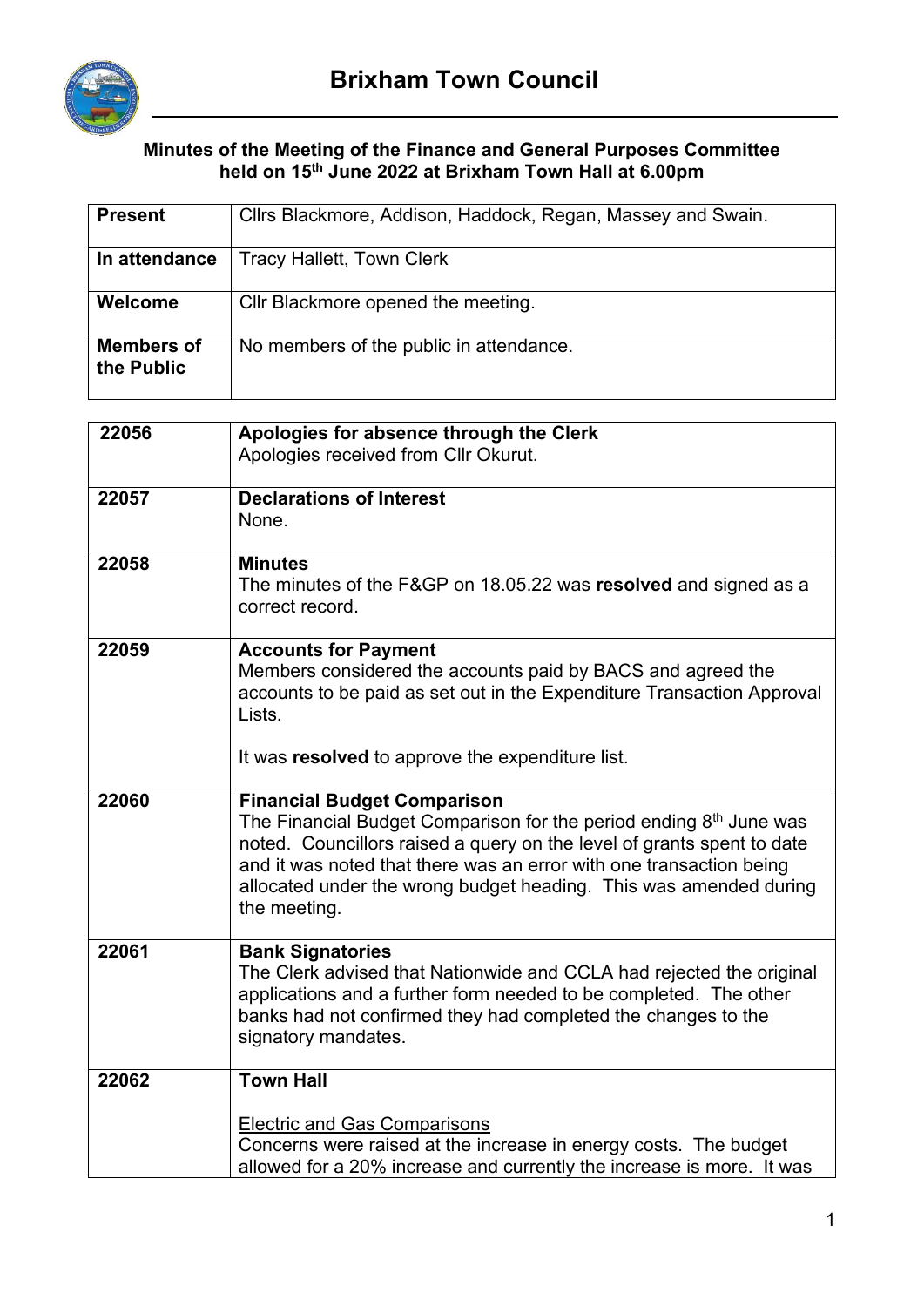# Brixham Town Council

**Minutes of the Meeting of the Finance and General Purposes Committee held on 15th June 2022 at Brixham Town Hall at 6.00pm**

| | |
|---|---|
| **Present** | Cllrs Blackmore, Addison, Haddock, Regan, Massey and Swain. |
| **In attendance** | Tracy Hallett, Town Clerk |
| **Welcome** | Cllr Blackmore opened the meeting. |
| **Members of the Public** | No members of the public in attendance. |

| | |
|---|---|
| 22056 | **Apologies for absence through the Clerk**<br>Apologies received from Cllr Okurut. |
| 22057 | **Declarations of Interest**<br>None. |
| 22058 | **Minutes**<br>The minutes of the F&GP on 18.05.22 was **resolved** and signed as a correct record. |
| 22059 | **Accounts for Payment**<br>Members considered the accounts paid by BACS and agreed the accounts to be paid as set out in the Expenditure Transaction Approval Lists.<br><br>It was **resolved** to approve the expenditure list. |
| 22060 | **Financial Budget Comparison**<br>The Financial Budget Comparison for the period ending 8th June was noted. Councillors raised a query on the level of grants spent to date and it was noted that there was an error with one transaction being allocated under the wrong budget heading. This was amended during the meeting. |
| 22061 | **Bank Signatories**<br>The Clerk advised that Nationwide and CCLA had rejected the original applications and a further form needed to be completed. The other banks had not confirmed they had completed the changes to the signatory mandates. |
| 22062 | **Town Hall**<br><br>Electric and Gas Comparisons<br>Concerns were raised at the increase in energy costs. The budget allowed for a 20% increase and currently the increase is more. It was |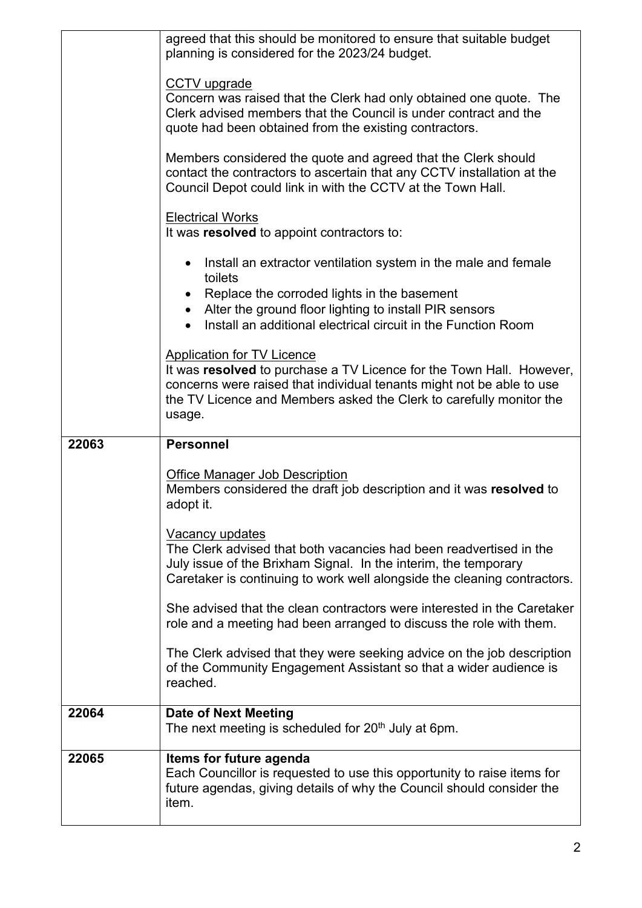| | |
|---|---|
| | agreed that this should be monitored to ensure that suitable budget planning is considered for the 2023/24 budget.<br><br><u>CCTV upgrade</u><br>Concern was raised that the Clerk had only obtained one quote. The Clerk advised members that the Council is under contract and the quote had been obtained from the existing contractors.<br><br>Members considered the quote and agreed that the Clerk should contact the contractors to ascertain that any CCTV installation at the Council Depot could link in with the CCTV at the Town Hall.<br><br><u>Electrical Works</u><br>It was **resolved** to appoint contractors to:<br><br>• Install an extractor ventilation system in the male and female toilets<br>• Replace the corroded lights in the basement<br>• Alter the ground floor lighting to install PIR sensors<br>• Install an additional electrical circuit in the Function Room<br><br><u>Application for TV Licence</u><br>It was **resolved** to purchase a TV Licence for the Town Hall. However, concerns were raised that individual tenants might not be able to use the TV Licence and Members asked the Clerk to carefully monitor the usage. |
| **22063** | **Personnel**<br><br><u>Office Manager Job Description</u><br>Members considered the draft job description and it was **resolved** to adopt it.<br><br><u>Vacancy updates</u><br>The Clerk advised that both vacancies had been readvertised in the July issue of the Brixham Signal. In the interim, the temporary Caretaker is continuing to work well alongside the cleaning contractors.<br><br>She advised that the clean contractors were interested in the Caretaker role and a meeting had been arranged to discuss the role with them.<br><br>The Clerk advised that they were seeking advice on the job description of the Community Engagement Assistant so that a wider audience is reached. |
| **22064** | **Date of Next Meeting**<br>The next meeting is scheduled for 20th July at 6pm. |
| **22065** | **Items for future agenda**<br>Each Councillor is requested to use this opportunity to raise items for future agendas, giving details of why the Council should consider the item. |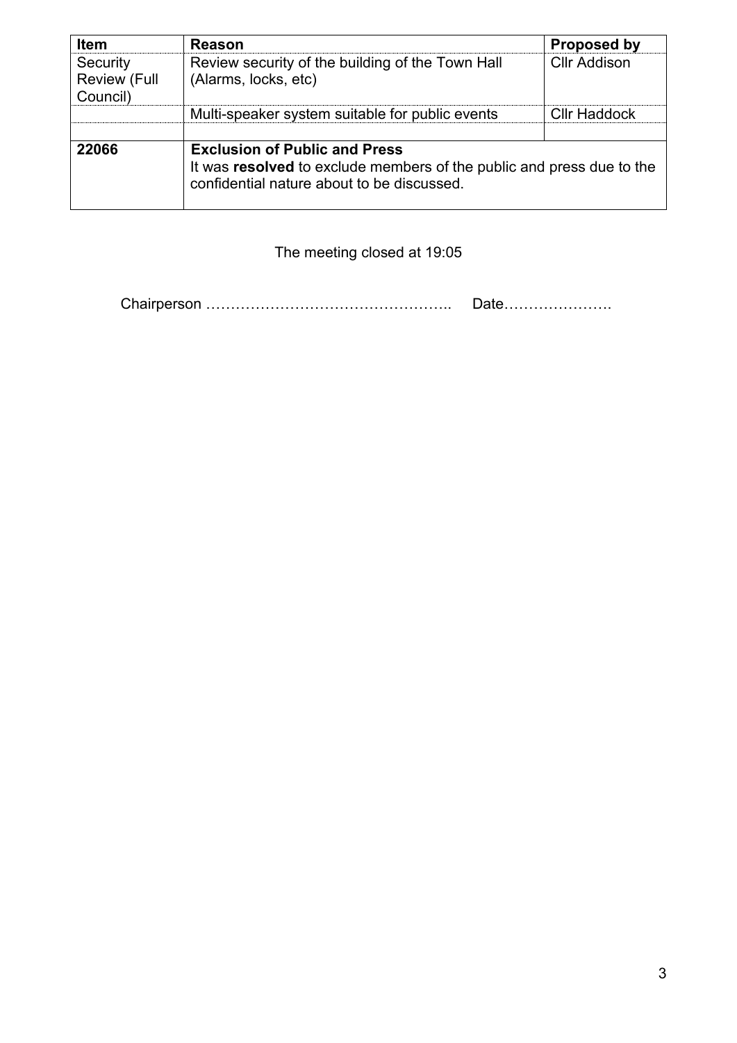| Item | Reason | Proposed by |
|---|---|---|
| Security Review (Full Council) | Review security of the building of the Town Hall (Alarms, locks, etc) | Cllr Addison |
| | Multi-speaker system suitable for public events | Cllr Haddock |
| | | |
| **22066** | **Exclusion of Public and Press**<br>It was **resolved** to exclude members of the public and press due to the confidential nature about to be discussed. | |

The meeting closed at 19:05

Chairperson ………………………………………….. Date………………….